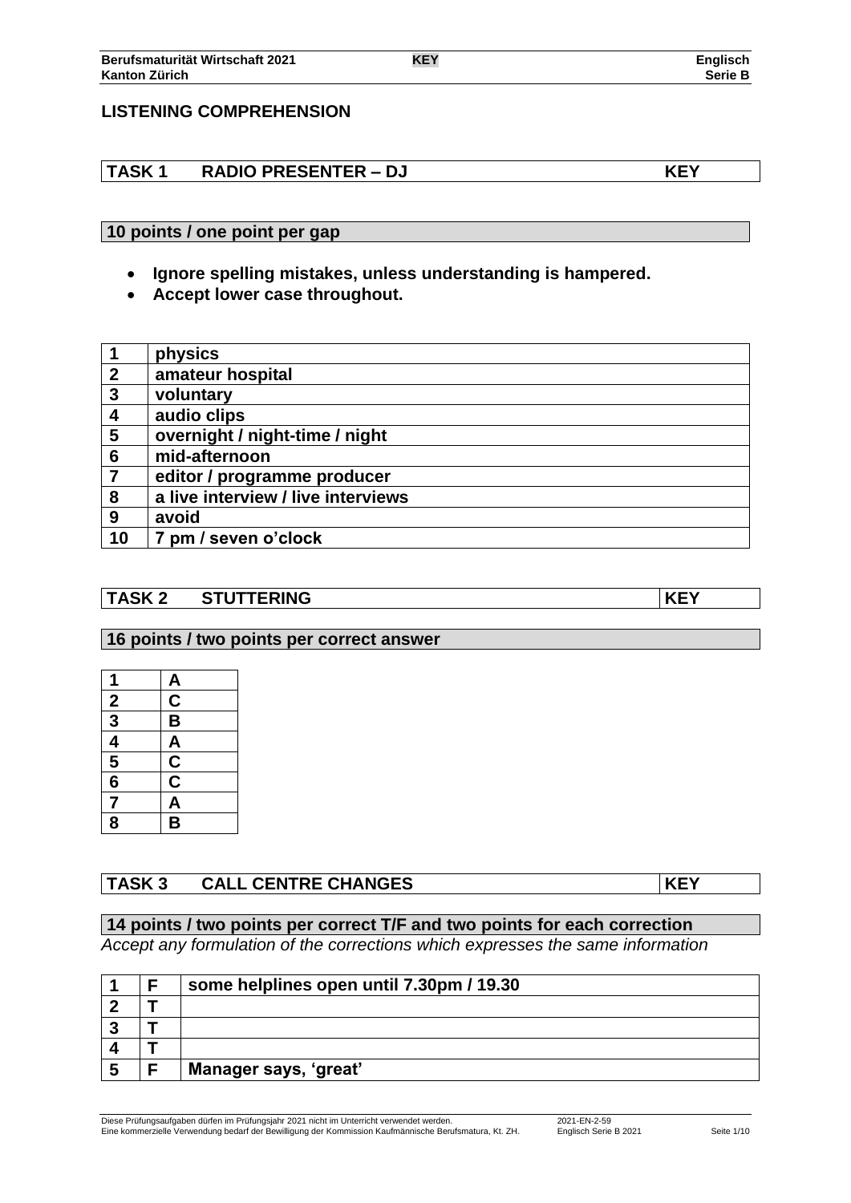## LISTENING COMPREHENSION

## TASK 1 RADIO PRESENTER – DJ — KEY

**10 points / one point per gap**

- **Ignore spelling mistakes, unless understanding is hampered.**
- **Accept lower case throughout.**

| | |
|---|---|
| **1** | **physics** |
| **2** | **amateur hospital** |
| **3** | **voluntary** |
| **4** | **audio clips** |
| **5** | **overnight / night-time / night** |
| **6** | **mid-afternoon** |
| **7** | **editor / programme producer** |
| **8** | **a live interview / live interviews** |
| **9** | **avoid** |
| **10** | **7 pm / seven o'clock** |

## TASK 2 STUTTERING — KEY

**16 points / two points per correct answer**

| | |
|---|---|
| **1** | **A** |
| **2** | **C** |
| **3** | **B** |
| **4** | **A** |
| **5** | **C** |
| **6** | **C** |
| **7** | **A** |
| **8** | **B** |

## TASK 3 CALL CENTRE CHANGES — KEY

**14 points / two points per correct T/F and two points for each correction**

*Accept any formulation of the corrections which expresses the same information*

| | | |
|---|---|---|
| **1** | **F** | **some helplines open until 7.30pm / 19.30** |
| **2** | **T** | |
| **3** | **T** | |
| **4** | **T** | |
| **5** | **F** | **Manager says, 'great'** |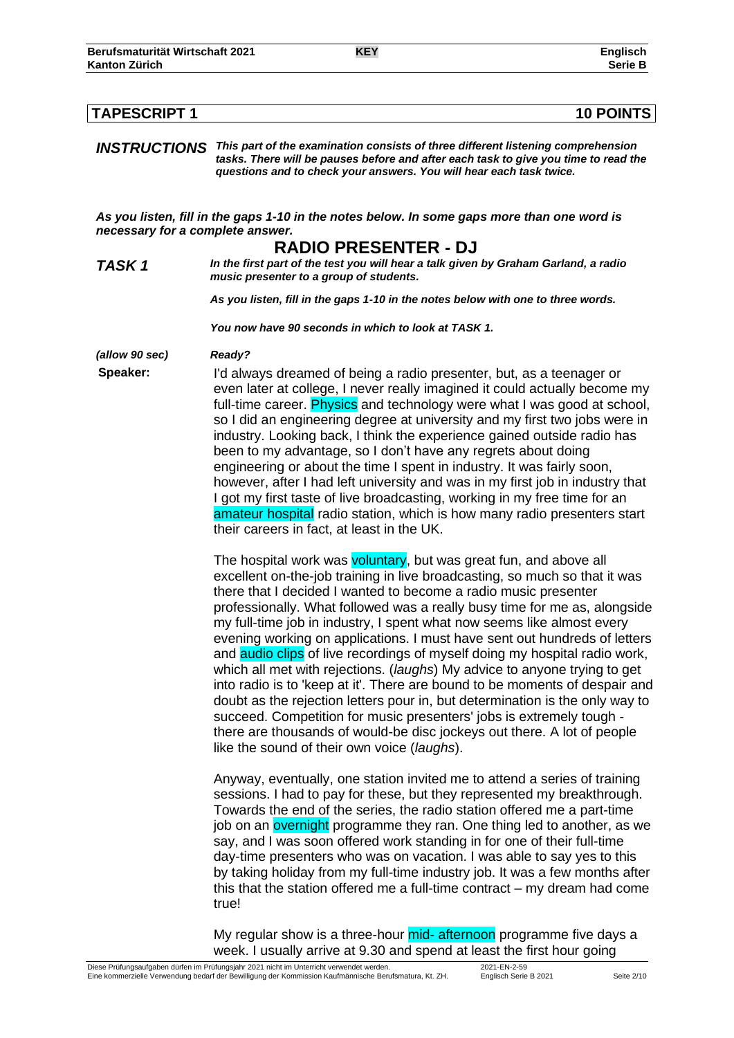## TAPESCRIPT 1 — 10 POINTS

***INSTRUCTIONS*** ***This part of the examination consists of three different listening comprehension tasks. There will be pauses before and after each task to give you time to read the questions and to check your answers. You will hear each task twice.***

***As you listen, fill in the gaps 1-10 in the notes below. In some gaps more than one word is necessary for a complete answer.***

## RADIO PRESENTER - DJ

***TASK 1*** ***In the first part of the test you will hear a talk given by Graham Garland, a radio music presenter to a group of students.***

***As you listen, fill in the gaps 1-10 in the notes below with one to three words.***

***You now have 90 seconds in which to look at TASK 1.***

***(allow 90 sec)*** ***Ready?***

**Speaker:** I'd always dreamed of being a radio presenter, but, as a teenager or even later at college, I never really imagined it could actually become my full-time career. Physics and technology were what I was good at school, so I did an engineering degree at university and my first two jobs were in industry. Looking back, I think the experience gained outside radio has been to my advantage, so I don't have any regrets about doing engineering or about the time I spent in industry. It was fairly soon, however, after I had left university and was in my first job in industry that I got my first taste of live broadcasting, working in my free time for an amateur hospital radio station, which is how many radio presenters start their careers in fact, at least in the UK.

The hospital work was voluntary, but was great fun, and above all excellent on-the-job training in live broadcasting, so much so that it was there that I decided I wanted to become a radio music presenter professionally. What followed was a really busy time for me as, alongside my full-time job in industry, I spent what now seems like almost every evening working on applications. I must have sent out hundreds of letters and audio clips of live recordings of myself doing my hospital radio work, which all met with rejections. (*laughs*) My advice to anyone trying to get into radio is to 'keep at it'. There are bound to be moments of despair and doubt as the rejection letters pour in, but determination is the only way to succeed. Competition for music presenters' jobs is extremely tough - there are thousands of would-be disc jockeys out there. A lot of people like the sound of their own voice (*laughs*).

Anyway, eventually, one station invited me to attend a series of training sessions. I had to pay for these, but they represented my breakthrough. Towards the end of the series, the radio station offered me a part-time job on an overnight programme they ran. One thing led to another, as we say, and I was soon offered work standing in for one of their full-time day-time presenters who was on vacation. I was able to say yes to this by taking holiday from my full-time industry job. It was a few months after this that the station offered me a full-time contract – my dream had come true!

My regular show is a three-hour mid- afternoon programme five days a week. I usually arrive at 9.30 and spend at least the first hour going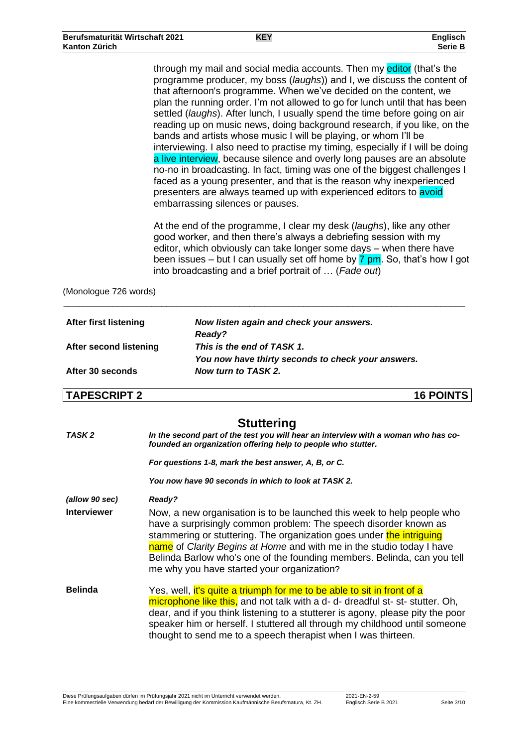through my mail and social media accounts. Then my editor (that's the programme producer, my boss (*laughs*)) and I, we discuss the content of that afternoon's programme. When we've decided on the content, we plan the running order. I'm not allowed to go for lunch until that has been settled (*laughs*). After lunch, I usually spend the time before going on air reading up on music news, doing background research, if you like, on the bands and artists whose music I will be playing, or whom I'll be interviewing. I also need to practise my timing, especially if I will be doing a live interview, because silence and overly long pauses are an absolute no-no in broadcasting. In fact, timing was one of the biggest challenges I faced as a young presenter, and that is the reason why inexperienced presenters are always teamed up with experienced editors to avoid embarrassing silences or pauses.

At the end of the programme, I clear my desk (*laughs*), like any other good worker, and then there's always a debriefing session with my editor, which obviously can take longer some days – when there have been issues – but I can usually set off home by 7 pm. So, that's how I got into broadcasting and a brief portrait of … (*Fade out*)

(Monologue 726 words)

---

| | |
|---|---|
| **After first listening** | ***Now listen again and check your answers. Ready?*** |
| **After second listening** | ***This is the end of TASK 1. You now have thirty seconds to check your answers.*** |
| **After 30 seconds** | ***Now turn to TASK 2.*** |

## TAPESCRIPT 2 — 16 POINTS

## Stuttering

***TASK 2*** — ***In the second part of the test you will hear an interview with a woman who has co-founded an organization offering help to people who stutter.***

***For questions 1-8, mark the best answer, A, B, or C.***

***You now have 90 seconds in which to look at TASK 2.***

***(allow 90 sec)*** ***Ready?***

**Interviewer** Now, a new organisation is to be launched this week to help people who have a surprisingly common problem: The speech disorder known as stammering or stuttering. The organization goes under the intriguing name of *Clarity Begins at Home* and with me in the studio today I have Belinda Barlow who's one of the founding members. Belinda, can you tell me why you have started your organization?

**Belinda** Yes, well, it's quite a triumph for me to be able to sit in front of a microphone like this, and not talk with a d- d- dreadful st- st- stutter. Oh, dear, and if you think listening to a stutterer is agony, please pity the poor speaker him or herself. I stuttered all through my childhood until someone thought to send me to a speech therapist when I was thirteen.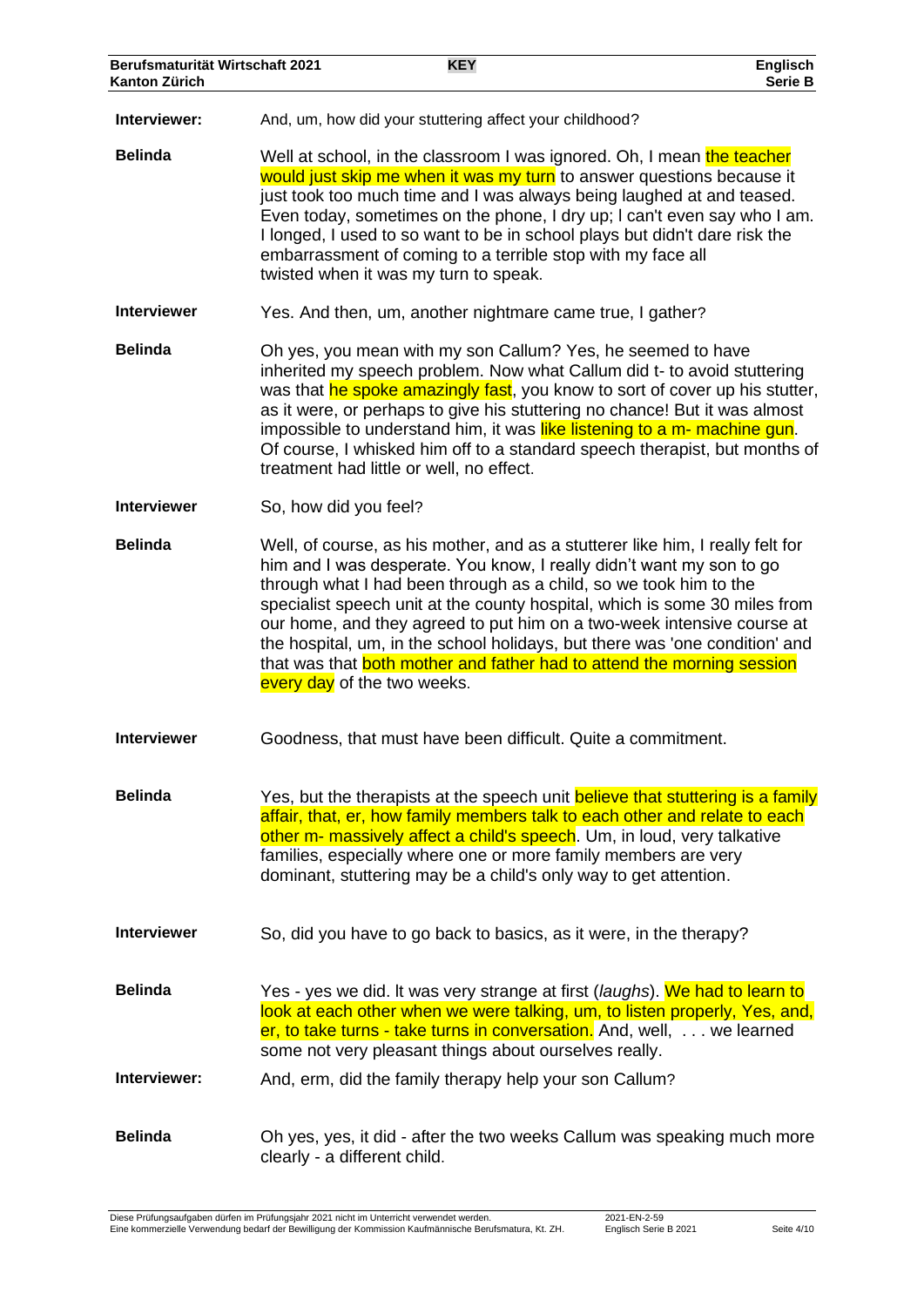**Interviewer:** And, um, how did your stuttering affect your childhood?

**Belinda:** Well at school, in the classroom I was ignored. Oh, I mean the teacher would just skip me when it was my turn to answer questions because it just took too much time and I was always being laughed at and teased. Even today, sometimes on the phone, I dry up; I can't even say who I am. I longed, I used to so want to be in school plays but didn't dare risk the embarrassment of coming to a terrible stop with my face all twisted when it was my turn to speak.

**Interviewer:** Yes. And then, um, another nightmare came true, I gather?

**Belinda:** Oh yes, you mean with my son Callum? Yes, he seemed to have inherited my speech problem. Now what Callum did t- to avoid stuttering was that he spoke amazingly fast, you know to sort of cover up his stutter, as it were, or perhaps to give his stuttering no chance! But it was almost impossible to understand him, it was like listening to a m- machine gun. Of course, I whisked him off to a standard speech therapist, but months of treatment had little or well, no effect.

**Interviewer:** So, how did you feel?

**Belinda:** Well, of course, as his mother, and as a stutterer like him, I really felt for him and I was desperate. You know, I really didn't want my son to go through what I had been through as a child, so we took him to the specialist speech unit at the county hospital, which is some 30 miles from our home, and they agreed to put him on a two-week intensive course at the hospital, um, in the school holidays, but there was 'one condition' and that was that both mother and father had to attend the morning session every day of the two weeks.

**Interviewer:** Goodness, that must have been difficult. Quite a commitment.

**Belinda:** Yes, but the therapists at the speech unit believe that stuttering is a family affair, that, er, how family members talk to each other and relate to each other m- massively affect a child's speech. Um, in loud, very talkative families, especially where one or more family members are very dominant, stuttering may be a child's only way to get attention.

**Interviewer:** So, did you have to go back to basics, as it were, in the therapy?

**Belinda:** Yes - yes we did. It was very strange at first (*laughs*). We had to learn to look at each other when we were talking, um, to listen properly, Yes, and, er, to take turns - take turns in conversation. And, well, . . . we learned some not very pleasant things about ourselves really.

**Interviewer:** And, erm, did the family therapy help your son Callum?

**Belinda:** Oh yes, yes, it did - after the two weeks Callum was speaking much more clearly - a different child.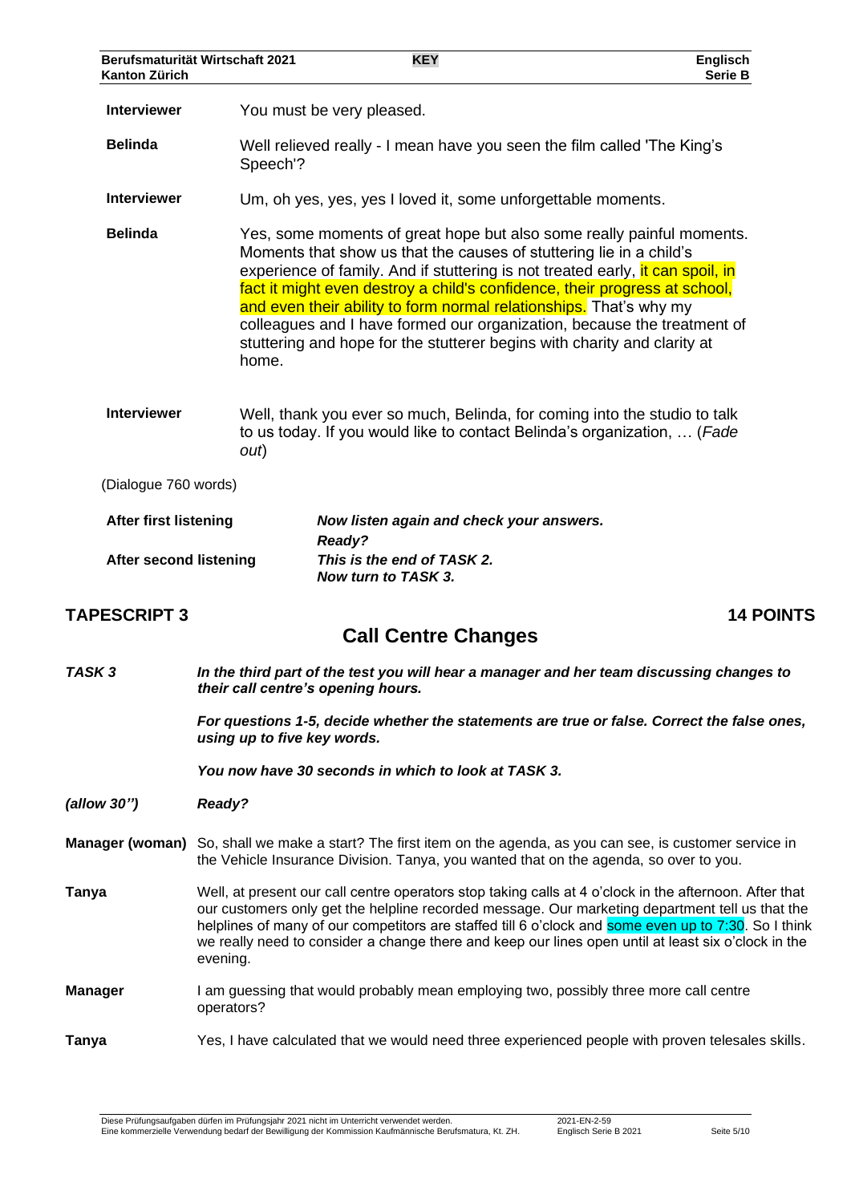| | |
|---|---|
| **Interviewer** | You must be very pleased. |
| **Belinda** | Well relieved really - I mean have you seen the film called 'The King's Speech'? |
| **Interviewer** | Um, oh yes, yes, yes I loved it, some unforgettable moments. |
| **Belinda** | Yes, some moments of great hope but also some really painful moments. Moments that show us that the causes of stuttering lie in a child's experience of family. And if stuttering is not treated early, it can spoil, in fact it might even destroy a child's confidence, their progress at school, and even their ability to form normal relationships. That's why my colleagues and I have formed our organization, because the treatment of stuttering and hope for the stutterer begins with charity and clarity at home. |
| **Interviewer** | Well, thank you ever so much, Belinda, for coming into the studio to talk to us today. If you would like to contact Belinda's organization, … (*Fade out*) |

(Dialogue 760 words)

| | |
|---|---|
| **After first listening** | ***Now listen again and check your answers. Ready?*** |
| **After second listening** | ***This is the end of TASK 2. Now turn to TASK 3.*** |

## TAPESCRIPT 3 — 14 POINTS

## Call Centre Changes

***TASK 3*** ***In the third part of the test you will hear a manager and her team discussing changes to their call centre's opening hours.***

***For questions 1-5, decide whether the statements are true or false. Correct the false ones, using up to five key words.***

***You now have 30 seconds in which to look at TASK 3.***

***(allow 30'')*** ***Ready?***

| | |
|---|---|
| **Manager (woman)** | So, shall we make a start? The first item on the agenda, as you can see, is customer service in the Vehicle Insurance Division. Tanya, you wanted that on the agenda, so over to you. |
| **Tanya** | Well, at present our call centre operators stop taking calls at 4 o'clock in the afternoon. After that our customers only get the helpline recorded message. Our marketing department tell us that the helplines of many of our competitors are staffed till 6 o'clock and some even up to 7:30. So I think we really need to consider a change there and keep our lines open until at least six o'clock in the evening. |
| **Manager** | I am guessing that would probably mean employing two, possibly three more call centre operators? |
| **Tanya** | Yes, I have calculated that we would need three experienced people with proven telesales skills. |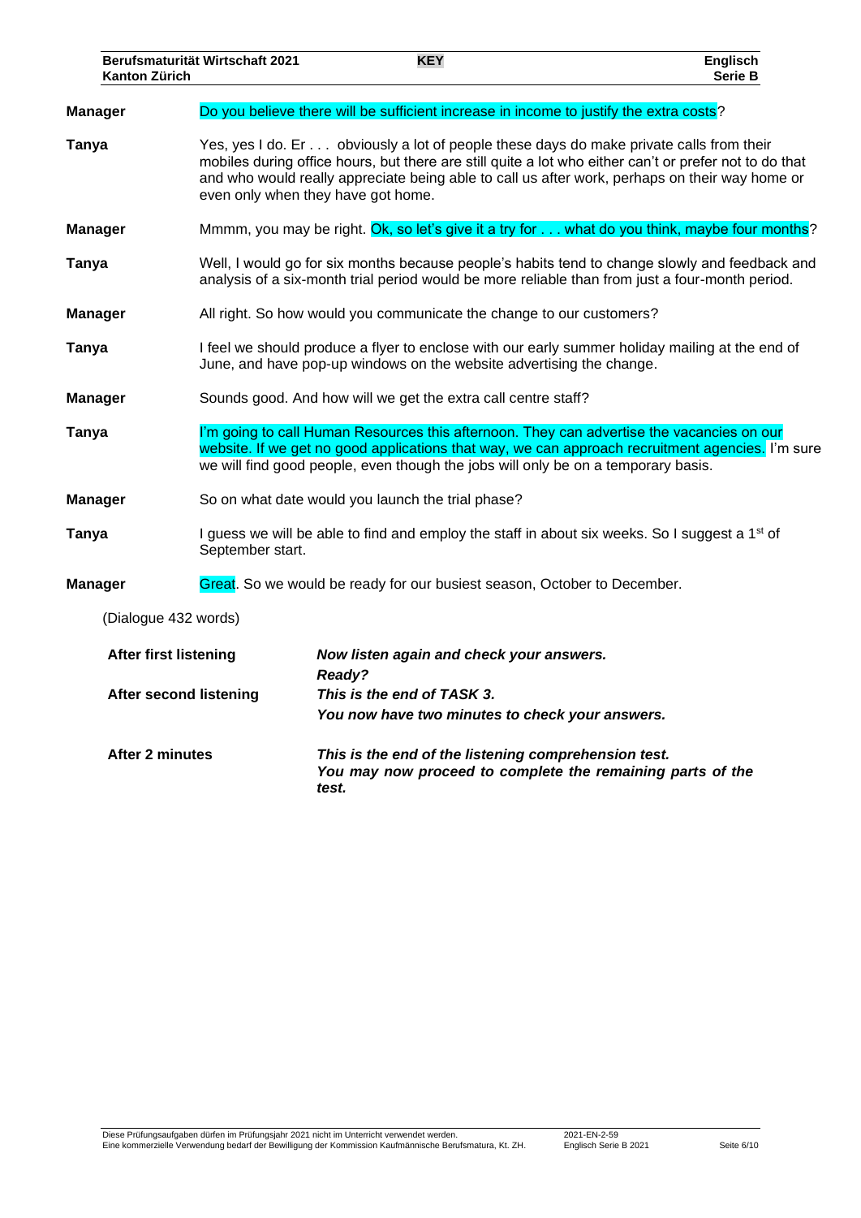**Manager** Do you believe there will be sufficient increase in income to justify the extra costs?

**Tanya** Yes, yes I do. Er . . . obviously a lot of people these days do make private calls from their mobiles during office hours, but there are still quite a lot who either can't or prefer not to do that and who would really appreciate being able to call us after work, perhaps on their way home or even only when they have got home.

**Manager** Mmmm, you may be right. Ok, so let's give it a try for . . . what do you think, maybe four months?

**Tanya** Well, I would go for six months because people's habits tend to change slowly and feedback and analysis of a six-month trial period would be more reliable than from just a four-month period.

**Manager** All right. So how would you communicate the change to our customers?

**Tanya** I feel we should produce a flyer to enclose with our early summer holiday mailing at the end of June, and have pop-up windows on the website advertising the change.

**Manager** Sounds good. And how will we get the extra call centre staff?

**Tanya** I'm going to call Human Resources this afternoon. They can advertise the vacancies on our website. If we get no good applications that way, we can approach recruitment agencies. I'm sure we will find good people, even though the jobs will only be on a temporary basis.

**Manager** So on what date would you launch the trial phase?

**Tanya** I guess we will be able to find and employ the staff in about six weeks. So I suggest a 1st of September start.

**Manager** Great. So we would be ready for our busiest season, October to December.

(Dialogue 432 words)

| | |
|---|---|
| **After first listening** | ***Now listen again and check your answers.*** ***Ready?*** |
| **After second listening** | ***This is the end of TASK 3.*** ***You now have two minutes to check your answers.*** |
| **After 2 minutes** | ***This is the end of the listening comprehension test.*** ***You may now proceed to complete the remaining parts of the test.*** |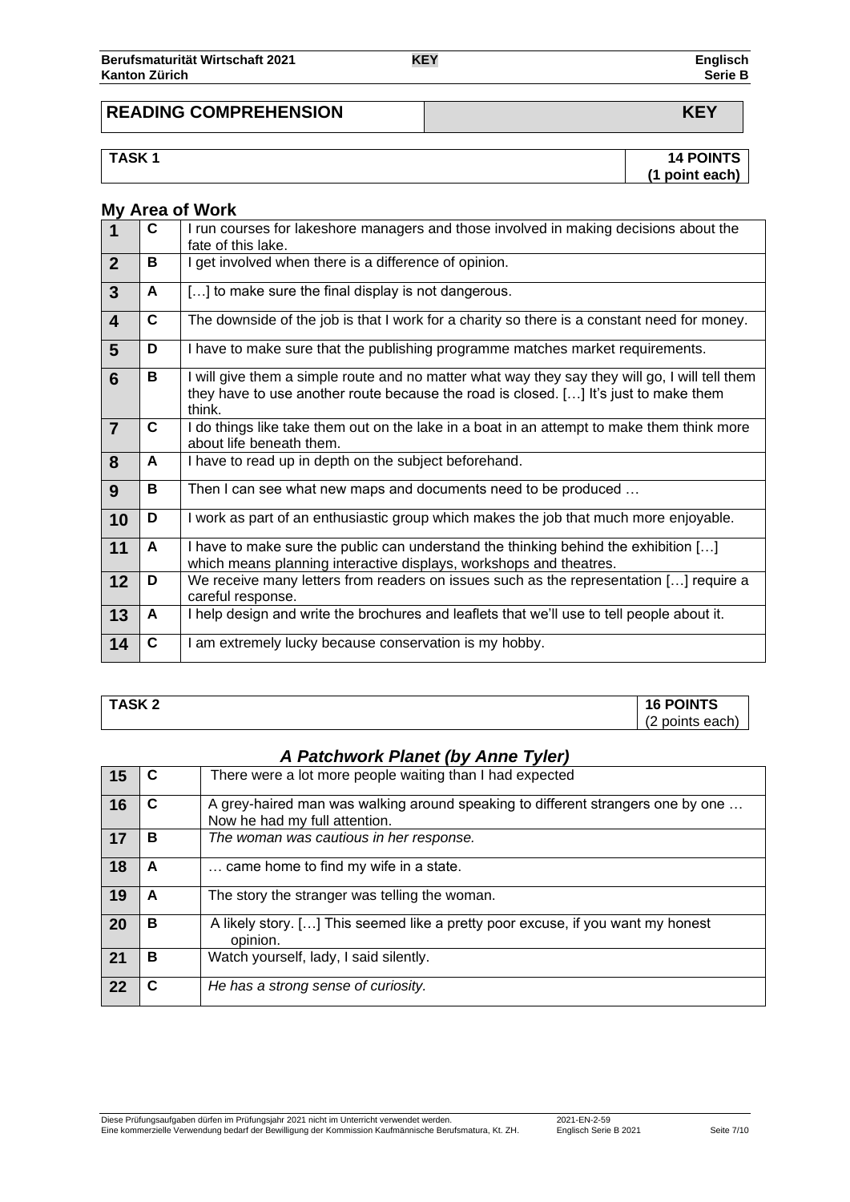## READING COMPREHENSION — KEY

**TASK 1** — **14 POINTS (1 point each)**

### My Area of Work

| | | |
|---|---|---|
| **1** | **C** | I run courses for lakeshore managers and those involved in making decisions about the fate of this lake. |
| **2** | **B** | I get involved when there is a difference of opinion. |
| **3** | **A** | […] to make sure the final display is not dangerous. |
| **4** | **C** | The downside of the job is that I work for a charity so there is a constant need for money. |
| **5** | **D** | I have to make sure that the publishing programme matches market requirements. |
| **6** | **B** | I will give them a simple route and no matter what way they say they will go, I will tell them they have to use another route because the road is closed. […] It's just to make them think. |
| **7** | **C** | I do things like take them out on the lake in a boat in an attempt to make them think more about life beneath them. |
| **8** | **A** | I have to read up in depth on the subject beforehand. |
| **9** | **B** | Then I can see what new maps and documents need to be produced … |
| **10** | **D** | I work as part of an enthusiastic group which makes the job that much more enjoyable. |
| **11** | **A** | I have to make sure the public can understand the thinking behind the exhibition […] which means planning interactive displays, workshops and theatres. |
| **12** | **D** | We receive many letters from readers on issues such as the representation […] require a careful response. |
| **13** | **A** | I help design and write the brochures and leaflets that we'll use to tell people about it. |
| **14** | **C** | I am extremely lucky because conservation is my hobby. |

**TASK 2** — **16 POINTS** (2 points each)

### *A Patchwork Planet (by Anne Tyler)*

| | | |
|---|---|---|
| **15** | **C** | There were a lot more people waiting than I had expected |
| **16** | **C** | A grey-haired man was walking around speaking to different strangers one by one … Now he had my full attention. |
| **17** | **B** | *The woman was cautious in her response.* |
| **18** | **A** | … came home to find my wife in a state. |
| **19** | **A** | The story the stranger was telling the woman. |
| **20** | **B** | A likely story. […] This seemed like a pretty poor excuse, if you want my honest opinion. |
| **21** | **B** | Watch yourself, lady, I said silently. |
| **22** | **C** | *He has a strong sense of curiosity.* |

Diese Prüfungsaufgaben dürfen im Prüfungsjahr 2021 nicht im Unterricht verwendet werden.
Eine kommerzielle Verwendung bedarf der Bewilligung der Kommission Kaufmännische Berufsmatura, Kt. ZH.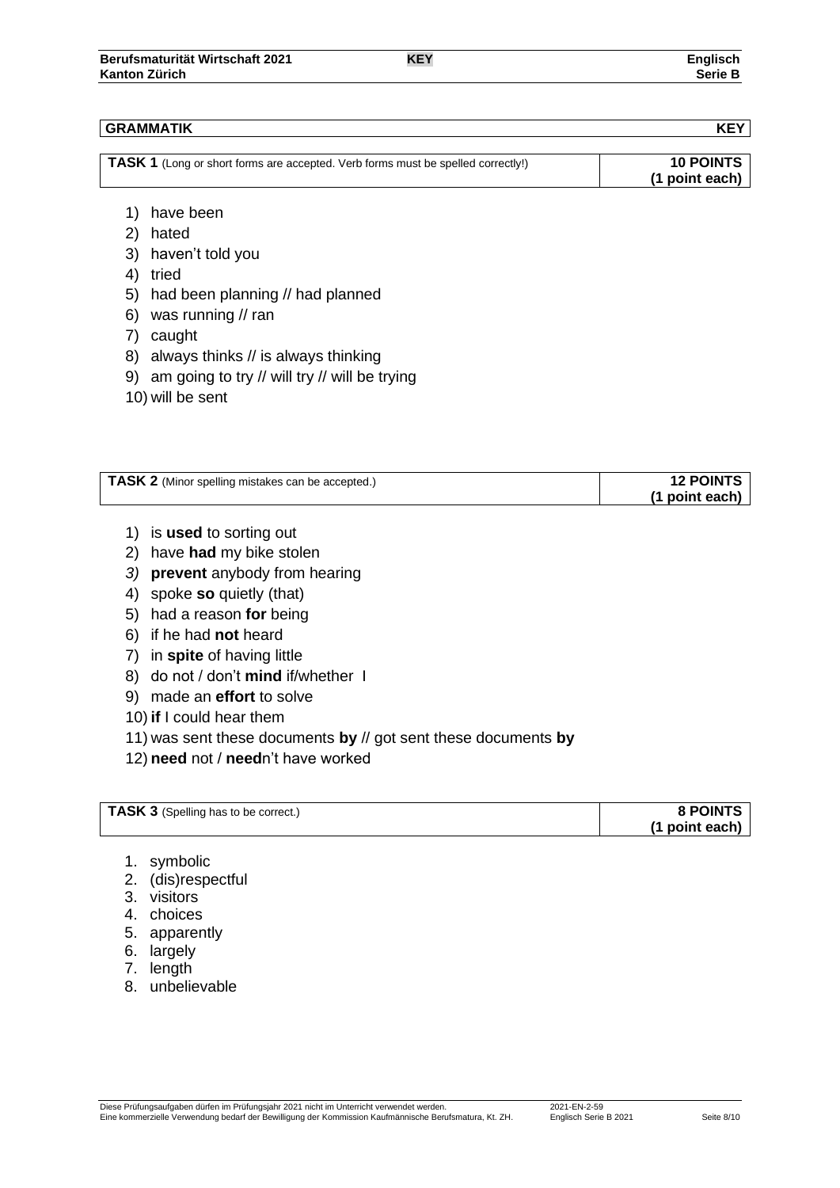## GRAMMATIK — KEY

**TASK 1** (Long or short forms are accepted. Verb forms must be spelled correctly!) — **10 POINTS (1 point each)**

1) have been
2) hated
3) haven't told you
4) tried
5) had been planning // had planned
6) was running // ran
7) caught
8) always thinks // is always thinking
9) am going to try // will try // will be trying
10) will be sent

**TASK 2** (Minor spelling mistakes can be accepted.) — **12 POINTS (1 point each)**

1) is **used** to sorting out
2) have **had** my bike stolen
3) **prevent** anybody from hearing
4) spoke **so** quietly (that)
5) had a reason **for** being
6) if he had **not** heard
7) in **spite** of having little
8) do not / don't **mind** if/whether I
9) made an **effort** to solve
10) **if** I could hear them
11) was sent these documents **by** // got sent these documents **by**
12) **need** not / **need**n't have worked

**TASK 3** (Spelling has to be correct.) — **8 POINTS (1 point each)**

1. symbolic
2. (dis)respectful
3. visitors
4. choices
5. apparently
6. largely
7. length
8. unbelievable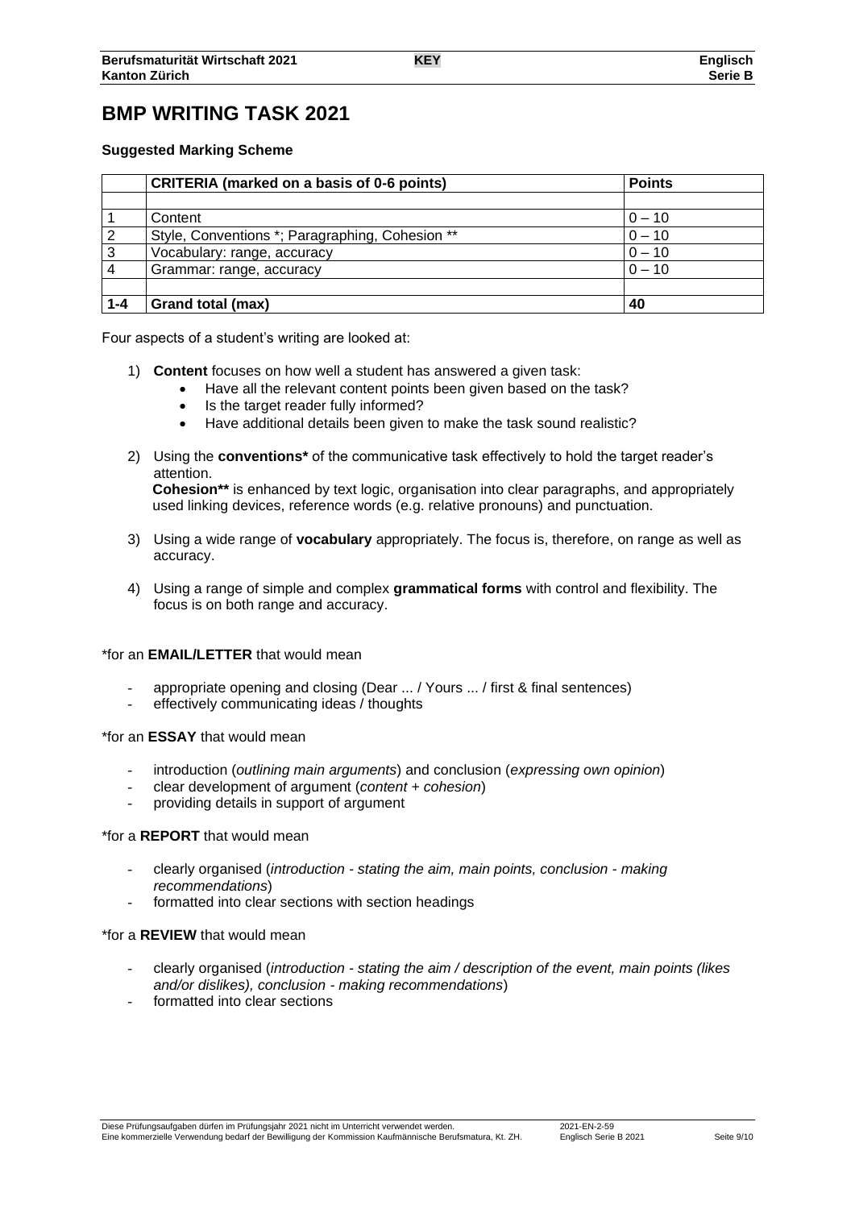# BMP WRITING TASK 2021

**Suggested Marking Scheme**

| | CRITERIA (marked on a basis of 0-6 points) | Points |
|---|---|---|
| | | |
| 1 | Content | 0 – 10 |
| 2 | Style, Conventions *; Paragraphing, Cohesion ** | 0 – 10 |
| 3 | Vocabulary: range, accuracy | 0 – 10 |
| 4 | Grammar: range, accuracy | 0 – 10 |
| | | |
| **1-4** | **Grand total (max)** | **40** |

Four aspects of a student's writing are looked at:

1) **Content** focuses on how well a student has answered a given task:
   - Have all the relevant content points been given based on the task?
   - Is the target reader fully informed?
   - Have additional details been given to make the task sound realistic?

2) Using the **conventions*** of the communicative task effectively to hold the target reader's attention.
   **Cohesion**** is enhanced by text logic, organisation into clear paragraphs, and appropriately used linking devices, reference words (e.g. relative pronouns) and punctuation.

3) Using a wide range of **vocabulary** appropriately. The focus is, therefore, on range as well as accuracy.

4) Using a range of simple and complex **grammatical forms** with control and flexibility. The focus is on both range and accuracy.

*for an **EMAIL/LETTER** that would mean

- appropriate opening and closing (Dear ... / Yours ... / first & final sentences)
- effectively communicating ideas / thoughts

*for an **ESSAY** that would mean

- introduction (*outlining main arguments*) and conclusion (*expressing own opinion*)
- clear development of argument (*content + cohesion*)
- providing details in support of argument

*for a **REPORT** that would mean

- clearly organised (*introduction - stating the aim, main points, conclusion - making recommendations*)
- formatted into clear sections with section headings

*for a **REVIEW** that would mean

- clearly organised (*introduction - stating the aim / description of the event, main points (likes and/or dislikes), conclusion - making recommendations*)
- formatted into clear sections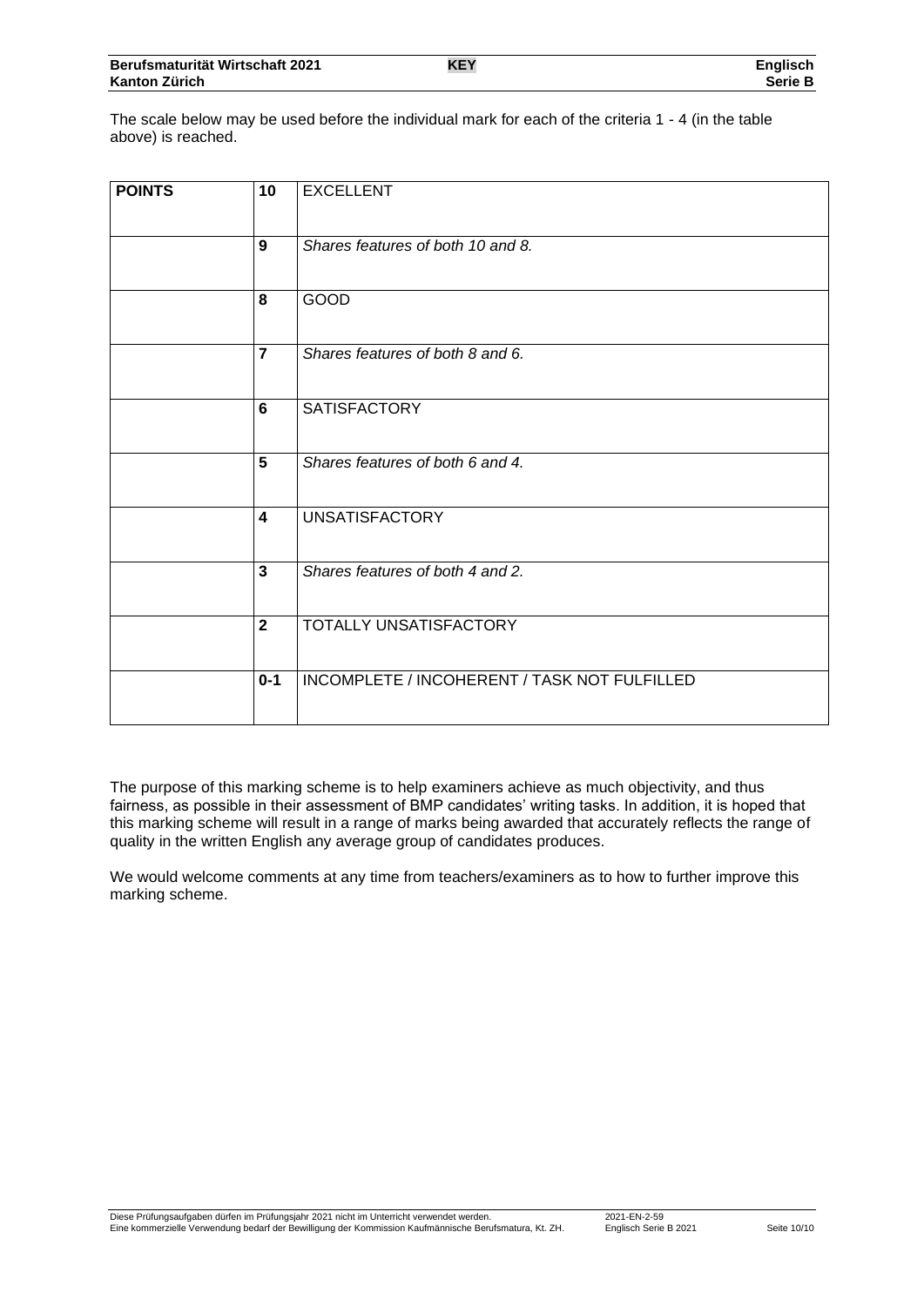The scale below may be used before the individual mark for each of the criteria 1 - 4 (in the table above) is reached.

| POINTS | 10 | EXCELLENT |
|---|---|---|
| | 9 | *Shares features of both 10 and 8.* |
| | 8 | GOOD |
| | 7 | *Shares features of both 8 and 6.* |
| | 6 | SATISFACTORY |
| | 5 | *Shares features of both 6 and 4.* |
| | 4 | UNSATISFACTORY |
| | 3 | *Shares features of both 4 and 2.* |
| | 2 | TOTALLY UNSATISFACTORY |
| | 0-1 | INCOMPLETE / INCOHERENT / TASK NOT FULFILLED |

The purpose of this marking scheme is to help examiners achieve as much objectivity, and thus fairness, as possible in their assessment of BMP candidates' writing tasks. In addition, it is hoped that this marking scheme will result in a range of marks being awarded that accurately reflects the range of quality in the written English any average group of candidates produces.

We would welcome comments at any time from teachers/examiners as to how to further improve this marking scheme.